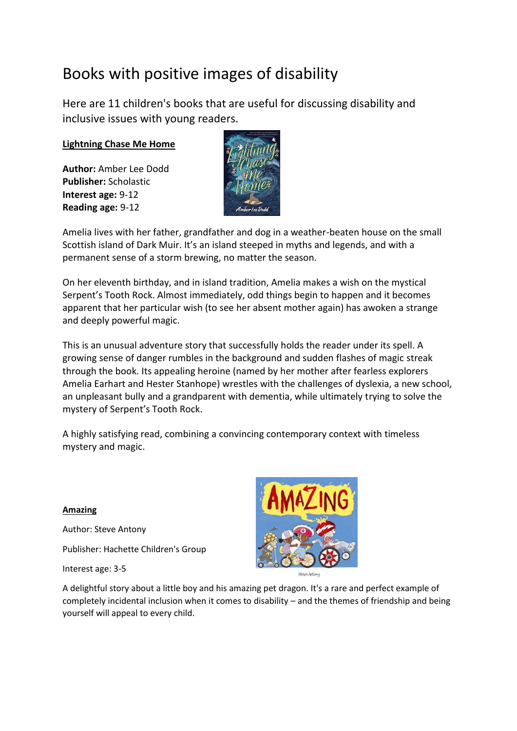# Books with positive images of disability

Here are 11 children's books that are useful for discussing disability and inclusive issues with young readers.

**Lightning Chase Me Home**

**Author:** Amber Lee Dodd
**Publisher:** Scholastic
**Interest age:** 9-12
**Reading age:** 9-12

Amelia lives with her father, grandfather and dog in a weather-beaten house on the small Scottish island of Dark Muir. It's an island steeped in myths and legends, and with a permanent sense of a storm brewing, no matter the season.

On her eleventh birthday, and in island tradition, Amelia makes a wish on the mystical Serpent's Tooth Rock. Almost immediately, odd things begin to happen and it becomes apparent that her particular wish (to see her absent mother again) has awoken a strange and deeply powerful magic.

This is an unusual adventure story that successfully holds the reader under its spell. A growing sense of danger rumbles in the background and sudden flashes of magic streak through the book. Its appealing heroine (named by her mother after fearless explorers Amelia Earhart and Hester Stanhope) wrestles with the challenges of dyslexia, a new school, an unpleasant bully and a grandparent with dementia, while ultimately trying to solve the mystery of Serpent's Tooth Rock.

A highly satisfying read, combining a convincing contemporary context with timeless mystery and magic.

**Amazing**

Author: Steve Antony

Publisher: Hachette Children's Group

Interest age: 3-5

A delightful story about a little boy and his amazing pet dragon. It's a rare and perfect example of completely incidental inclusion when it comes to disability – and the themes of friendship and being yourself will appeal to every child.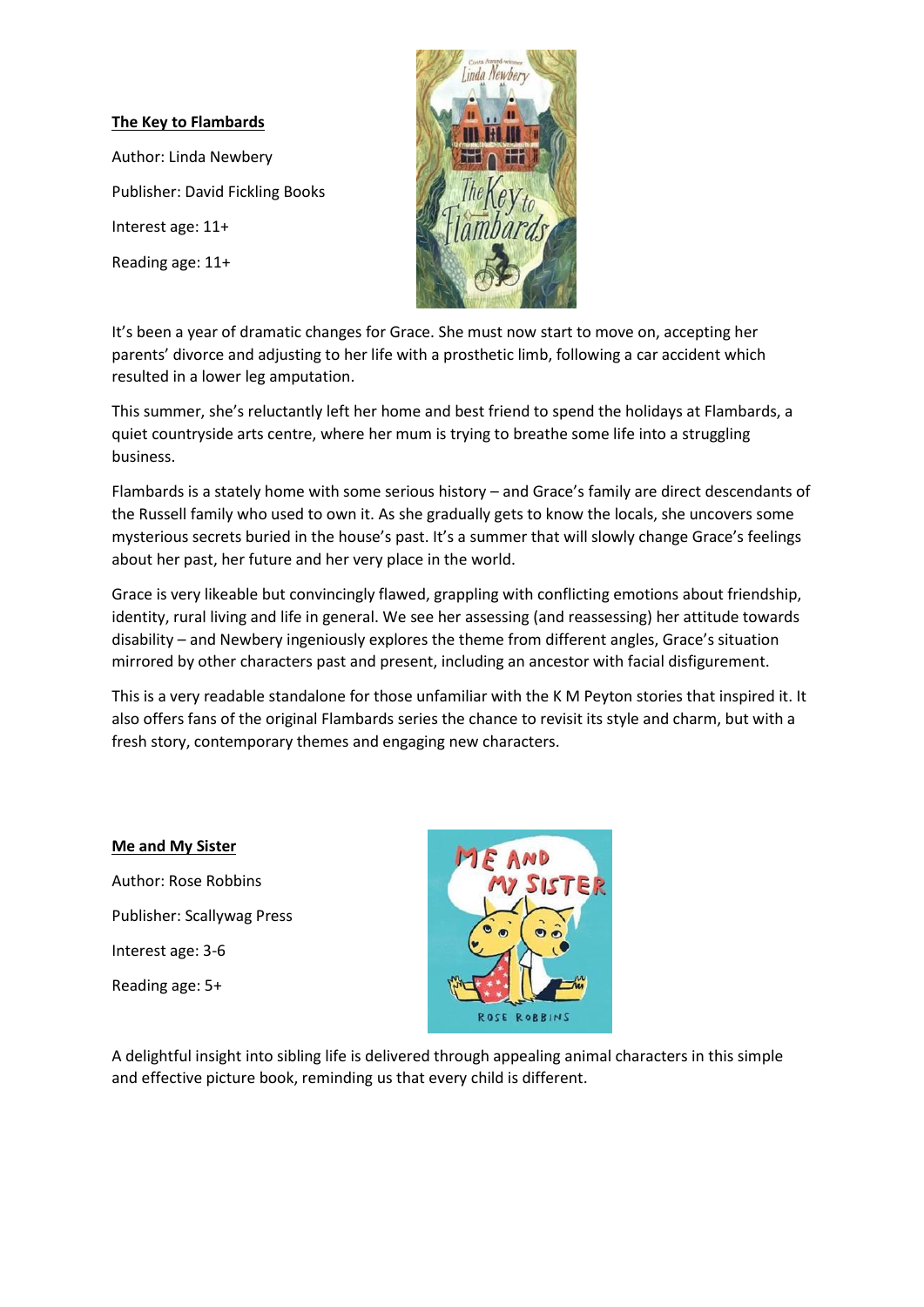**The Key to Flambards**

Author: Linda Newbery

Publisher: David Fickling Books

Interest age: 11+

Reading age: 11+

It's been a year of dramatic changes for Grace. She must now start to move on, accepting her parents' divorce and adjusting to her life with a prosthetic limb, following a car accident which resulted in a lower leg amputation.

This summer, she's reluctantly left her home and best friend to spend the holidays at Flambards, a quiet countryside arts centre, where her mum is trying to breathe some life into a struggling business.

Flambards is a stately home with some serious history – and Grace's family are direct descendants of the Russell family who used to own it. As she gradually gets to know the locals, she uncovers some mysterious secrets buried in the house's past. It's a summer that will slowly change Grace's feelings about her past, her future and her very place in the world.

Grace is very likeable but convincingly flawed, grappling with conflicting emotions about friendship, identity, rural living and life in general. We see her assessing (and reassessing) her attitude towards disability – and Newbery ingeniously explores the theme from different angles, Grace's situation mirrored by other characters past and present, including an ancestor with facial disfigurement.

This is a very readable standalone for those unfamiliar with the K M Peyton stories that inspired it. It also offers fans of the original Flambards series the chance to revisit its style and charm, but with a fresh story, contemporary themes and engaging new characters.

**Me and My Sister**

Author: Rose Robbins

Publisher: Scallywag Press

Interest age: 3-6

Reading age: 5+

A delightful insight into sibling life is delivered through appealing animal characters in this simple and effective picture book, reminding us that every child is different.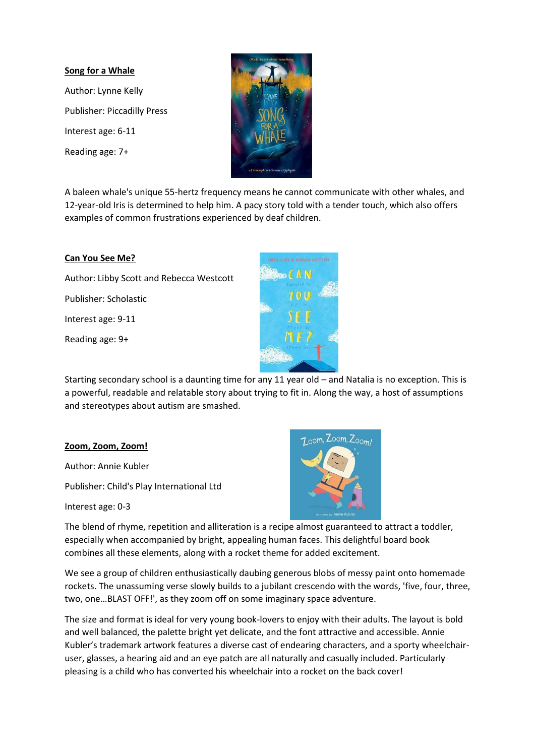**Song for a Whale**

Author: Lynne Kelly

Publisher: Piccadilly Press

Interest age: 6-11

Reading age: 7+

A baleen whale's unique 55-hertz frequency means he cannot communicate with other whales, and 12-year-old Iris is determined to help him. A pacy story told with a tender touch, which also offers examples of common frustrations experienced by deaf children.

**Can You See Me?**

Author: Libby Scott and Rebecca Westcott

Publisher: Scholastic

Interest age: 9-11

Reading age: 9+

Starting secondary school is a daunting time for any 11 year old – and Natalia is no exception. This is a powerful, readable and relatable story about trying to fit in. Along the way, a host of assumptions and stereotypes about autism are smashed.

**Zoom, Zoom, Zoom!**

Author: Annie Kubler

Publisher: Child's Play International Ltd

Interest age: 0-3

The blend of rhyme, repetition and alliteration is a recipe almost guaranteed to attract a toddler, especially when accompanied by bright, appealing human faces. This delightful board book combines all these elements, along with a rocket theme for added excitement.

We see a group of children enthusiastically daubing generous blobs of messy paint onto homemade rockets. The unassuming verse slowly builds to a jubilant crescendo with the words, 'five, four, three, two, one…BLAST OFF!', as they zoom off on some imaginary space adventure.

The size and format is ideal for very young book-lovers to enjoy with their adults. The layout is bold and well balanced, the palette bright yet delicate, and the font attractive and accessible. Annie Kubler's trademark artwork features a diverse cast of endearing characters, and a sporty wheelchair-user, glasses, a hearing aid and an eye patch are all naturally and casually included. Particularly pleasing is a child who has converted his wheelchair into a rocket on the back cover!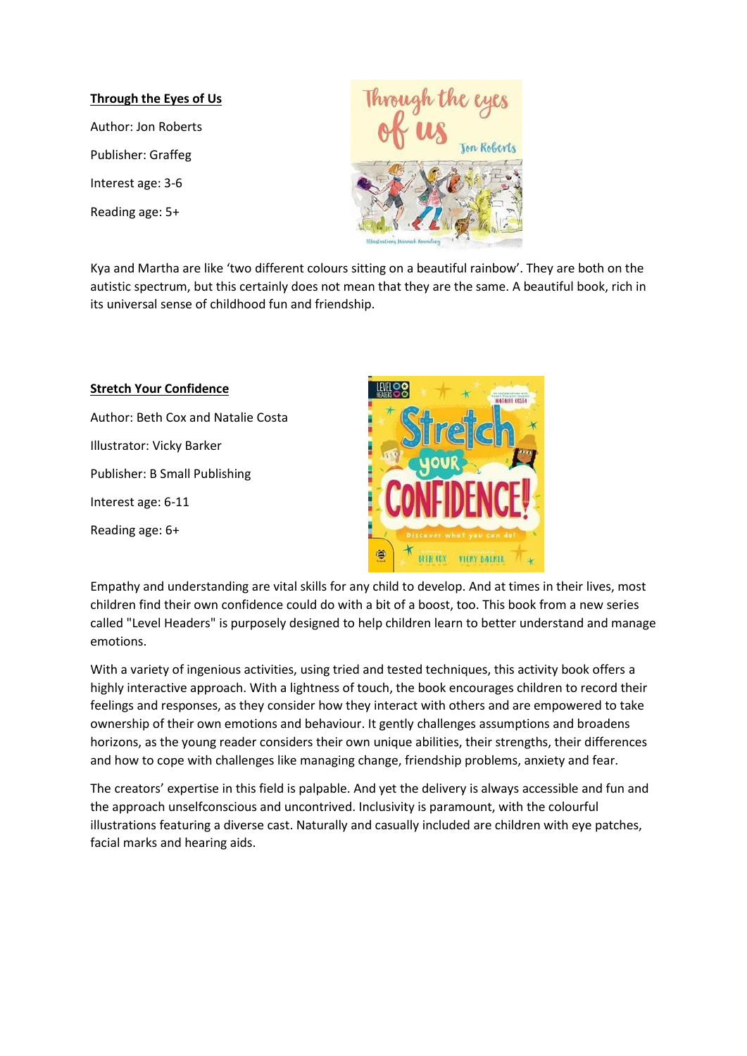**Through the Eyes of Us**

Author: Jon Roberts

Publisher: Graffeg

Interest age: 3-6

Reading age: 5+

Kya and Martha are like 'two different colours sitting on a beautiful rainbow'. They are both on the autistic spectrum, but this certainly does not mean that they are the same. A beautiful book, rich in its universal sense of childhood fun and friendship.

**Stretch Your Confidence**

Author: Beth Cox and Natalie Costa

Illustrator: Vicky Barker

Publisher: B Small Publishing

Interest age: 6-11

Reading age: 6+

Empathy and understanding are vital skills for any child to develop. And at times in their lives, most children find their own confidence could do with a bit of a boost, too. This book from a new series called "Level Headers" is purposely designed to help children learn to better understand and manage emotions.

With a variety of ingenious activities, using tried and tested techniques, this activity book offers a highly interactive approach. With a lightness of touch, the book encourages children to record their feelings and responses, as they consider how they interact with others and are empowered to take ownership of their own emotions and behaviour. It gently challenges assumptions and broadens horizons, as the young reader considers their own unique abilities, their strengths, their differences and how to cope with challenges like managing change, friendship problems, anxiety and fear.

The creators' expertise in this field is palpable. And yet the delivery is always accessible and fun and the approach unselfconscious and uncontrived. Inclusivity is paramount, with the colourful illustrations featuring a diverse cast. Naturally and casually included are children with eye patches, facial marks and hearing aids.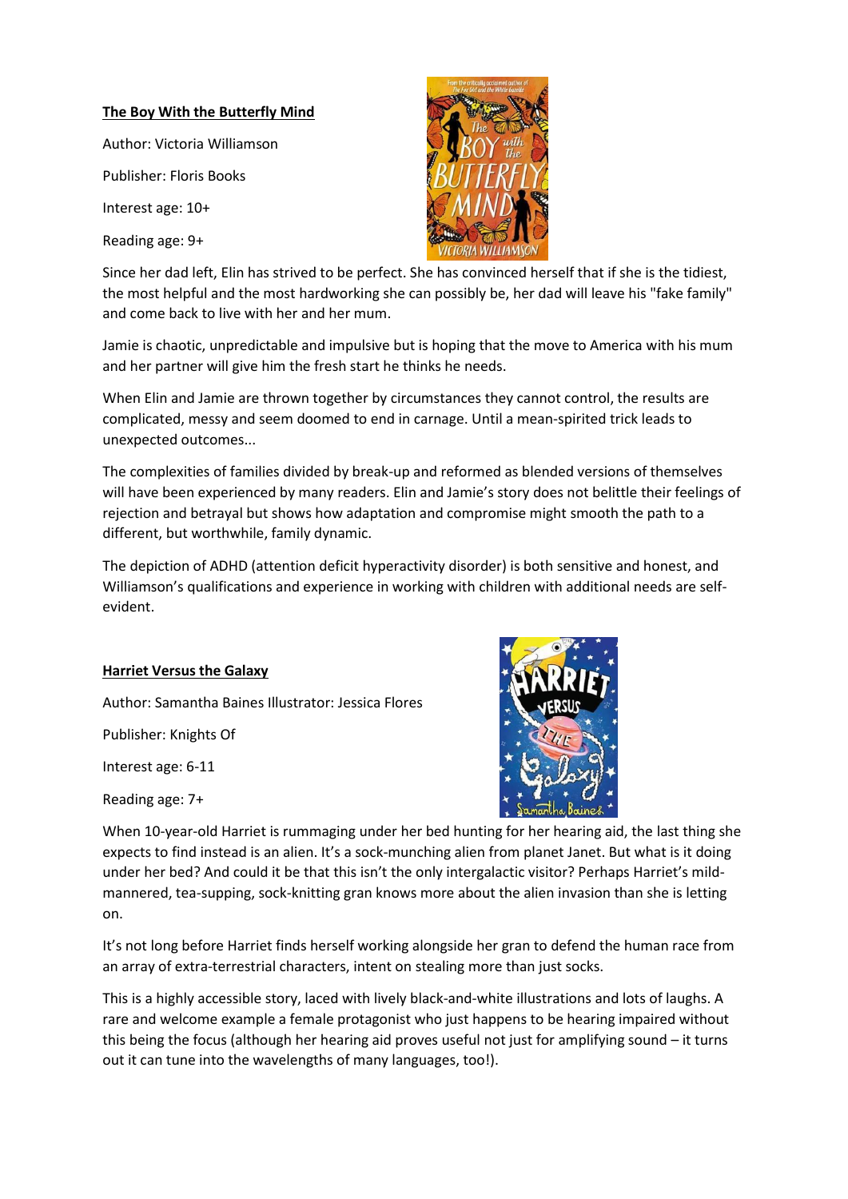**The Boy With the Butterfly Mind**

Author: Victoria Williamson

Publisher: Floris Books

Interest age: 10+

Reading age: 9+

Since her dad left, Elin has strived to be perfect. She has convinced herself that if she is the tidiest, the most helpful and the most hardworking she can possibly be, her dad will leave his "fake family" and come back to live with her and her mum.

Jamie is chaotic, unpredictable and impulsive but is hoping that the move to America with his mum and her partner will give him the fresh start he thinks he needs.

When Elin and Jamie are thrown together by circumstances they cannot control, the results are complicated, messy and seem doomed to end in carnage. Until a mean-spirited trick leads to unexpected outcomes...

The complexities of families divided by break-up and reformed as blended versions of themselves will have been experienced by many readers. Elin and Jamie's story does not belittle their feelings of rejection and betrayal but shows how adaptation and compromise might smooth the path to a different, but worthwhile, family dynamic.

The depiction of ADHD (attention deficit hyperactivity disorder) is both sensitive and honest, and Williamson's qualifications and experience in working with children with additional needs are self-evident.

**Harriet Versus the Galaxy**

Author: Samantha Baines Illustrator: Jessica Flores

Publisher: Knights Of

Interest age: 6-11

Reading age: 7+

When 10-year-old Harriet is rummaging under her bed hunting for her hearing aid, the last thing she expects to find instead is an alien. It's a sock-munching alien from planet Janet. But what is it doing under her bed? And could it be that this isn't the only intergalactic visitor? Perhaps Harriet's mild-mannered, tea-supping, sock-knitting gran knows more about the alien invasion than she is letting on.

It's not long before Harriet finds herself working alongside her gran to defend the human race from an array of extra-terrestrial characters, intent on stealing more than just socks.

This is a highly accessible story, laced with lively black-and-white illustrations and lots of laughs. A rare and welcome example a female protagonist who just happens to be hearing impaired without this being the focus (although her hearing aid proves useful not just for amplifying sound – it turns out it can tune into the wavelengths of many languages, too!).